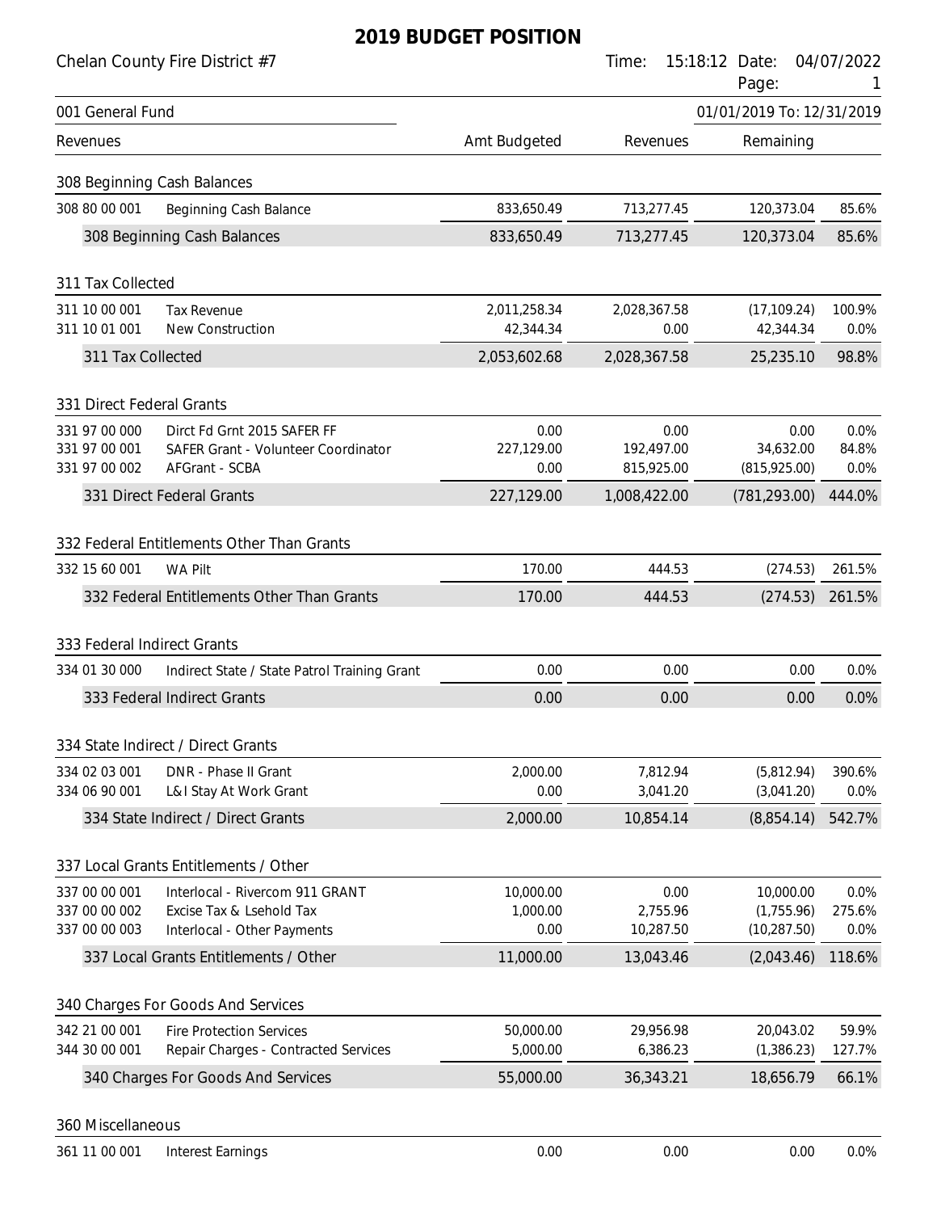# 2019 BUDGET POSITION

Chelan County Fire District #7

Time: 15:18:12 Date: 04/07/2022

## 001 General Fund

01/01/2019 To: 12/31/2019

| Revenues | | Amt Budgeted | Revenues | Remaining | |
|---|---|---|---|---|---|
| **308 Beginning Cash Balances** | | | | | |
| 308 80 00 001 | Beginning Cash Balance | 833,650.49 | 713,277.45 | 120,373.04 | 85.6% |
| | 308 Beginning Cash Balances | 833,650.49 | 713,277.45 | 120,373.04 | 85.6% |
| **311 Tax Collected** | | | | | |
| 311 10 00 001 | Tax Revenue | 2,011,258.34 | 2,028,367.58 | (17,109.24) | 100.9% |
| 311 10 01 001 | New Construction | 42,344.34 | 0.00 | 42,344.34 | 0.0% |
| | 311 Tax Collected | 2,053,602.68 | 2,028,367.58 | 25,235.10 | 98.8% |
| **331 Direct Federal Grants** | | | | | |
| 331 97 00 000 | Dirct Fd Grnt 2015 SAFER FF | 0.00 | 0.00 | 0.00 | 0.0% |
| 331 97 00 001 | SAFER Grant - Volunteer Coordinator | 227,129.00 | 192,497.00 | 34,632.00 | 84.8% |
| 331 97 00 002 | AFGrant - SCBA | 0.00 | 815,925.00 | (815,925.00) | 0.0% |
| | 331 Direct Federal Grants | 227,129.00 | 1,008,422.00 | (781,293.00) | 444.0% |
| **332 Federal Entitlements Other Than Grants** | | | | | |
| 332 15 60 001 | WA Pilt | 170.00 | 444.53 | (274.53) | 261.5% |
| | 332 Federal Entitlements Other Than Grants | 170.00 | 444.53 | (274.53) | 261.5% |
| **333 Federal Indirect Grants** | | | | | |
| 334 01 30 000 | Indirect State / State Patrol Training Grant | 0.00 | 0.00 | 0.00 | 0.0% |
| | 333 Federal Indirect Grants | 0.00 | 0.00 | 0.00 | 0.0% |
| **334 State Indirect / Direct Grants** | | | | | |
| 334 02 03 001 | DNR - Phase II Grant | 2,000.00 | 7,812.94 | (5,812.94) | 390.6% |
| 334 06 90 001 | L&I Stay At Work Grant | 0.00 | 3,041.20 | (3,041.20) | 0.0% |
| | 334 State Indirect / Direct Grants | 2,000.00 | 10,854.14 | (8,854.14) | 542.7% |
| **337 Local Grants Entitlements / Other** | | | | | |
| 337 00 00 001 | Interlocal - Rivercom 911 GRANT | 10,000.00 | 0.00 | 10,000.00 | 0.0% |
| 337 00 00 002 | Excise Tax & Lsehold Tax | 1,000.00 | 2,755.96 | (1,755.96) | 275.6% |
| 337 00 00 003 | Interlocal - Other Payments | 0.00 | 10,287.50 | (10,287.50) | 0.0% |
| | 337 Local Grants Entitlements / Other | 11,000.00 | 13,043.46 | (2,043.46) | 118.6% |
| **340 Charges For Goods And Services** | | | | | |
| 342 21 00 001 | Fire Protection Services | 50,000.00 | 29,956.98 | 20,043.02 | 59.9% |
| 344 30 00 001 | Repair Charges - Contracted Services | 5,000.00 | 6,386.23 | (1,386.23) | 127.7% |
| | 340 Charges For Goods And Services | 55,000.00 | 36,343.21 | 18,656.79 | 66.1% |
| **360 Miscellaneous** | | | | | |
| 361 11 00 001 | Interest Earnings | 0.00 | 0.00 | 0.00 | 0.0% |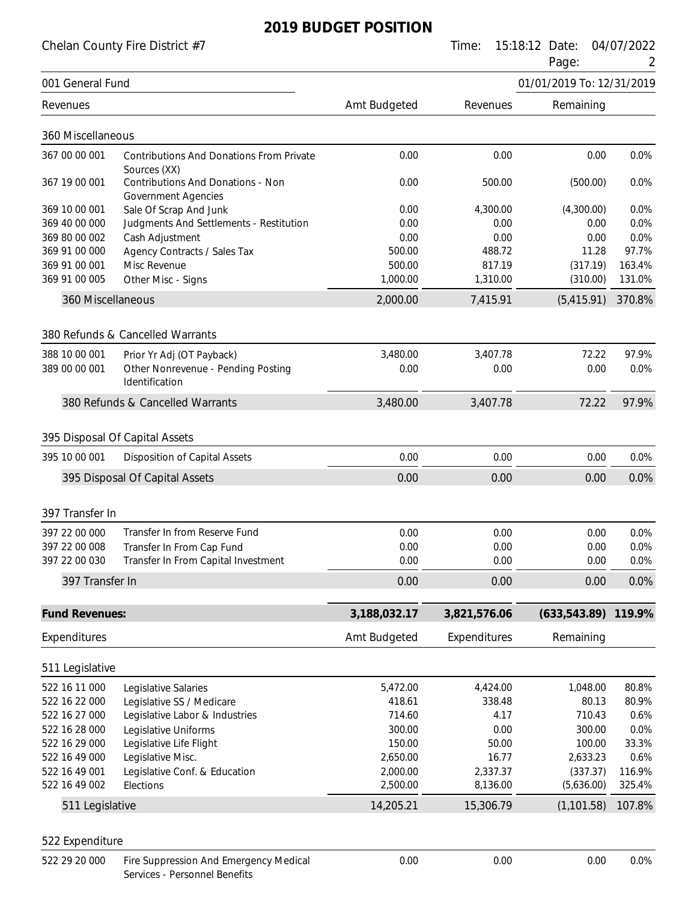# 2019 BUDGET POSITION

Chelan County Fire District #7

Time: 15:18:12 Date: 04/07/2022

001 General Fund — 01/01/2019 To: 12/31/2019

| Revenues | | Amt Budgeted | Revenues | Remaining | |
|---|---|---|---|---|---|
| **360 Miscellaneous** | | | | | |
| 367 00 00 001 | Contributions And Donations From Private Sources (XX) | 0.00 | 0.00 | 0.00 | 0.0% |
| 367 19 00 001 | Contributions And Donations - Non Government Agencies | 0.00 | 500.00 | (500.00) | 0.0% |
| 369 10 00 001 | Sale Of Scrap And Junk | 0.00 | 4,300.00 | (4,300.00) | 0.0% |
| 369 40 00 000 | Judgments And Settlements - Restitution | 0.00 | 0.00 | 0.00 | 0.0% |
| 369 80 00 002 | Cash Adjustment | 0.00 | 0.00 | 0.00 | 0.0% |
| 369 91 00 000 | Agency Contracts / Sales Tax | 500.00 | 488.72 | 11.28 | 97.7% |
| 369 91 00 001 | Misc Revenue | 500.00 | 817.19 | (317.19) | 163.4% |
| 369 91 00 005 | Other Misc - Signs | 1,000.00 | 1,310.00 | (310.00) | 131.0% |
| 360 Miscellaneous | | 2,000.00 | 7,415.91 | (5,415.91) | 370.8% |
| **380 Refunds & Cancelled Warrants** | | | | | |
| 388 10 00 001 | Prior Yr Adj (OT Payback) | 3,480.00 | 3,407.78 | 72.22 | 97.9% |
| 389 00 00 001 | Other Nonrevenue - Pending Posting Identification | 0.00 | 0.00 | 0.00 | 0.0% |
| 380 Refunds & Cancelled Warrants | | 3,480.00 | 3,407.78 | 72.22 | 97.9% |
| **395 Disposal Of Capital Assets** | | | | | |
| 395 10 00 001 | Disposition of Capital Assets | 0.00 | 0.00 | 0.00 | 0.0% |
| 395 Disposal Of Capital Assets | | 0.00 | 0.00 | 0.00 | 0.0% |
| **397 Transfer In** | | | | | |
| 397 22 00 000 | Transfer In from Reserve Fund | 0.00 | 0.00 | 0.00 | 0.0% |
| 397 22 00 008 | Transfer In From Cap Fund | 0.00 | 0.00 | 0.00 | 0.0% |
| 397 22 00 030 | Transfer In From Capital Investment | 0.00 | 0.00 | 0.00 | 0.0% |
| 397 Transfer In | | 0.00 | 0.00 | 0.00 | 0.0% |
| **Fund Revenues:** | | **3,188,032.17** | **3,821,576.06** | **(633,543.89)** | **119.9%** |

| Expenditures | | Amt Budgeted | Expenditures | Remaining | |
|---|---|---|---|---|---|
| **511 Legislative** | | | | | |
| 522 16 11 000 | Legislative Salaries | 5,472.00 | 4,424.00 | 1,048.00 | 80.8% |
| 522 16 22 000 | Legislative SS / Medicare | 418.61 | 338.48 | 80.13 | 80.9% |
| 522 16 27 000 | Legislative Labor & Industries | 714.60 | 4.17 | 710.43 | 0.6% |
| 522 16 28 000 | Legislative Uniforms | 300.00 | 0.00 | 300.00 | 0.0% |
| 522 16 29 000 | Legislative Life Flight | 150.00 | 50.00 | 100.00 | 33.3% |
| 522 16 49 000 | Legislative Misc. | 2,650.00 | 16.77 | 2,633.23 | 0.6% |
| 522 16 49 001 | Legislative Conf. & Education | 2,000.00 | 2,337.37 | (337.37) | 116.9% |
| 522 16 49 002 | Elections | 2,500.00 | 8,136.00 | (5,636.00) | 325.4% |
| 511 Legislative | | 14,205.21 | 15,306.79 | (1,101.58) | 107.8% |
| **522 Expenditure** | | | | | |
| 522 29 20 000 | Fire Suppression And Emergency Medical Services - Personnel Benefits | 0.00 | 0.00 | 0.00 | 0.0% |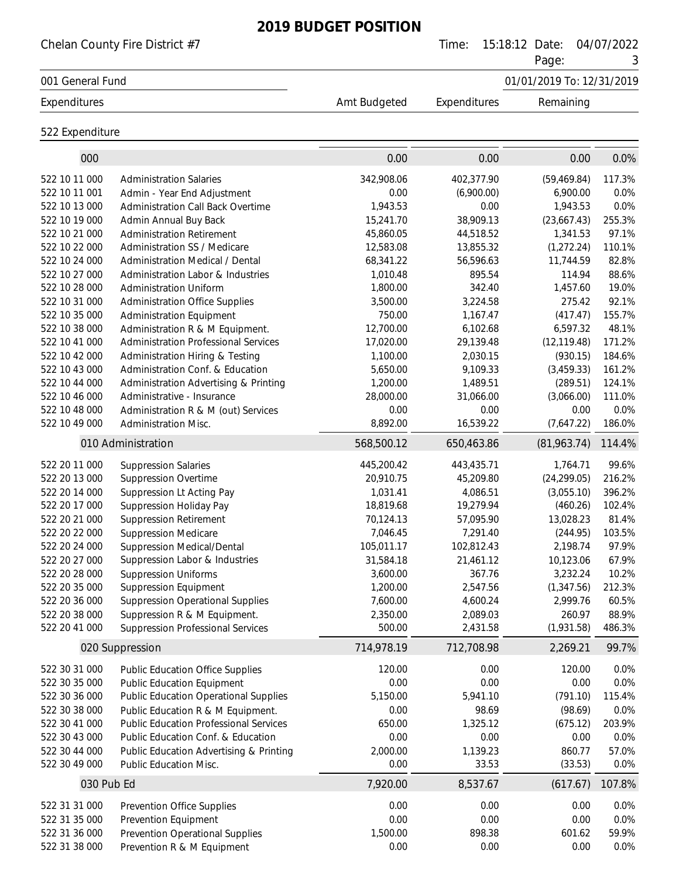# 2019 BUDGET POSITION

Chelan County Fire District #7

Time: 15:18:12 Date: 04/07/2022

001 General Fund

01/01/2019 To: 12/31/2019

| Expenditures | | Amt Budgeted | Expenditures | Remaining | |
|---|---|---|---|---|---|
| **522 Expenditure** | | | | | |
| 000 | | 0.00 | 0.00 | 0.00 | 0.0% |
| 522 10 11 000 | Administration Salaries | 342,908.06 | 402,377.90 | (59,469.84) | 117.3% |
| 522 10 11 001 | Admin - Year End Adjustment | 0.00 | (6,900.00) | 6,900.00 | 0.0% |
| 522 10 13 000 | Administration Call Back Overtime | 1,943.53 | 0.00 | 1,943.53 | 0.0% |
| 522 10 19 000 | Admin Annual Buy Back | 15,241.70 | 38,909.13 | (23,667.43) | 255.3% |
| 522 10 21 000 | Administration Retirement | 45,860.05 | 44,518.52 | 1,341.53 | 97.1% |
| 522 10 22 000 | Administration SS / Medicare | 12,583.08 | 13,855.32 | (1,272.24) | 110.1% |
| 522 10 24 000 | Administration Medical / Dental | 68,341.22 | 56,596.63 | 11,744.59 | 82.8% |
| 522 10 27 000 | Administration Labor & Industries | 1,010.48 | 895.54 | 114.94 | 88.6% |
| 522 10 28 000 | Administration Uniform | 1,800.00 | 342.40 | 1,457.60 | 19.0% |
| 522 10 31 000 | Administration Office Supplies | 3,500.00 | 3,224.58 | 275.42 | 92.1% |
| 522 10 35 000 | Administration Equipment | 750.00 | 1,167.47 | (417.47) | 155.7% |
| 522 10 38 000 | Administration R & M Equipment. | 12,700.00 | 6,102.68 | 6,597.32 | 48.1% |
| 522 10 41 000 | Administration Professional Services | 17,020.00 | 29,139.48 | (12,119.48) | 171.2% |
| 522 10 42 000 | Administration Hiring & Testing | 1,100.00 | 2,030.15 | (930.15) | 184.6% |
| 522 10 43 000 | Administration Conf. & Education | 5,650.00 | 9,109.33 | (3,459.33) | 161.2% |
| 522 10 44 000 | Administration Advertising & Printing | 1,200.00 | 1,489.51 | (289.51) | 124.1% |
| 522 10 46 000 | Administrative - Insurance | 28,000.00 | 31,066.00 | (3,066.00) | 111.0% |
| 522 10 48 000 | Administration R & M (out) Services | 0.00 | 0.00 | 0.00 | 0.0% |
| 522 10 49 000 | Administration Misc. | 8,892.00 | 16,539.22 | (7,647.22) | 186.0% |
| 010 Administration | | 568,500.12 | 650,463.86 | (81,963.74) | 114.4% |
| 522 20 11 000 | Suppression Salaries | 445,200.42 | 443,435.71 | 1,764.71 | 99.6% |
| 522 20 13 000 | Suppression Overtime | 20,910.75 | 45,209.80 | (24,299.05) | 216.2% |
| 522 20 14 000 | Suppression Lt Acting Pay | 1,031.41 | 4,086.51 | (3,055.10) | 396.2% |
| 522 20 17 000 | Suppression Holiday Pay | 18,819.68 | 19,279.94 | (460.26) | 102.4% |
| 522 20 21 000 | Suppression Retirement | 70,124.13 | 57,095.90 | 13,028.23 | 81.4% |
| 522 20 22 000 | Suppression Medicare | 7,046.45 | 7,291.40 | (244.95) | 103.5% |
| 522 20 24 000 | Suppression Medical/Dental | 105,011.17 | 102,812.43 | 2,198.74 | 97.9% |
| 522 20 27 000 | Suppression Labor & Industries | 31,584.18 | 21,461.12 | 10,123.06 | 67.9% |
| 522 20 28 000 | Suppression Uniforms | 3,600.00 | 367.76 | 3,232.24 | 10.2% |
| 522 20 35 000 | Suppression Equipment | 1,200.00 | 2,547.56 | (1,347.56) | 212.3% |
| 522 20 36 000 | Suppression Operational Supplies | 7,600.00 | 4,600.24 | 2,999.76 | 60.5% |
| 522 20 38 000 | Suppression R & M Equipment. | 2,350.00 | 2,089.03 | 260.97 | 88.9% |
| 522 20 41 000 | Suppression Professional Services | 500.00 | 2,431.58 | (1,931.58) | 486.3% |
| 020 Suppression | | 714,978.19 | 712,708.98 | 2,269.21 | 99.7% |
| 522 30 31 000 | Public Education Office Supplies | 120.00 | 0.00 | 120.00 | 0.0% |
| 522 30 35 000 | Public Education Equipment | 0.00 | 0.00 | 0.00 | 0.0% |
| 522 30 36 000 | Public Education Operational Supplies | 5,150.00 | 5,941.10 | (791.10) | 115.4% |
| 522 30 38 000 | Public Education R & M Equipment. | 0.00 | 98.69 | (98.69) | 0.0% |
| 522 30 41 000 | Public Education Professional Services | 650.00 | 1,325.12 | (675.12) | 203.9% |
| 522 30 43 000 | Public Education Conf. & Education | 0.00 | 0.00 | 0.00 | 0.0% |
| 522 30 44 000 | Public Education Advertising & Printing | 2,000.00 | 1,139.23 | 860.77 | 57.0% |
| 522 30 49 000 | Public Education Misc. | 0.00 | 33.53 | (33.53) | 0.0% |
| 030 Pub Ed | | 7,920.00 | 8,537.67 | (617.67) | 107.8% |
| 522 31 31 000 | Prevention Office Supplies | 0.00 | 0.00 | 0.00 | 0.0% |
| 522 31 35 000 | Prevention Equipment | 0.00 | 0.00 | 0.00 | 0.0% |
| 522 31 36 000 | Prevention Operational Supplies | 1,500.00 | 898.38 | 601.62 | 59.9% |
| 522 31 38 000 | Prevention R & M Equipment | 0.00 | 0.00 | 0.00 | 0.0% |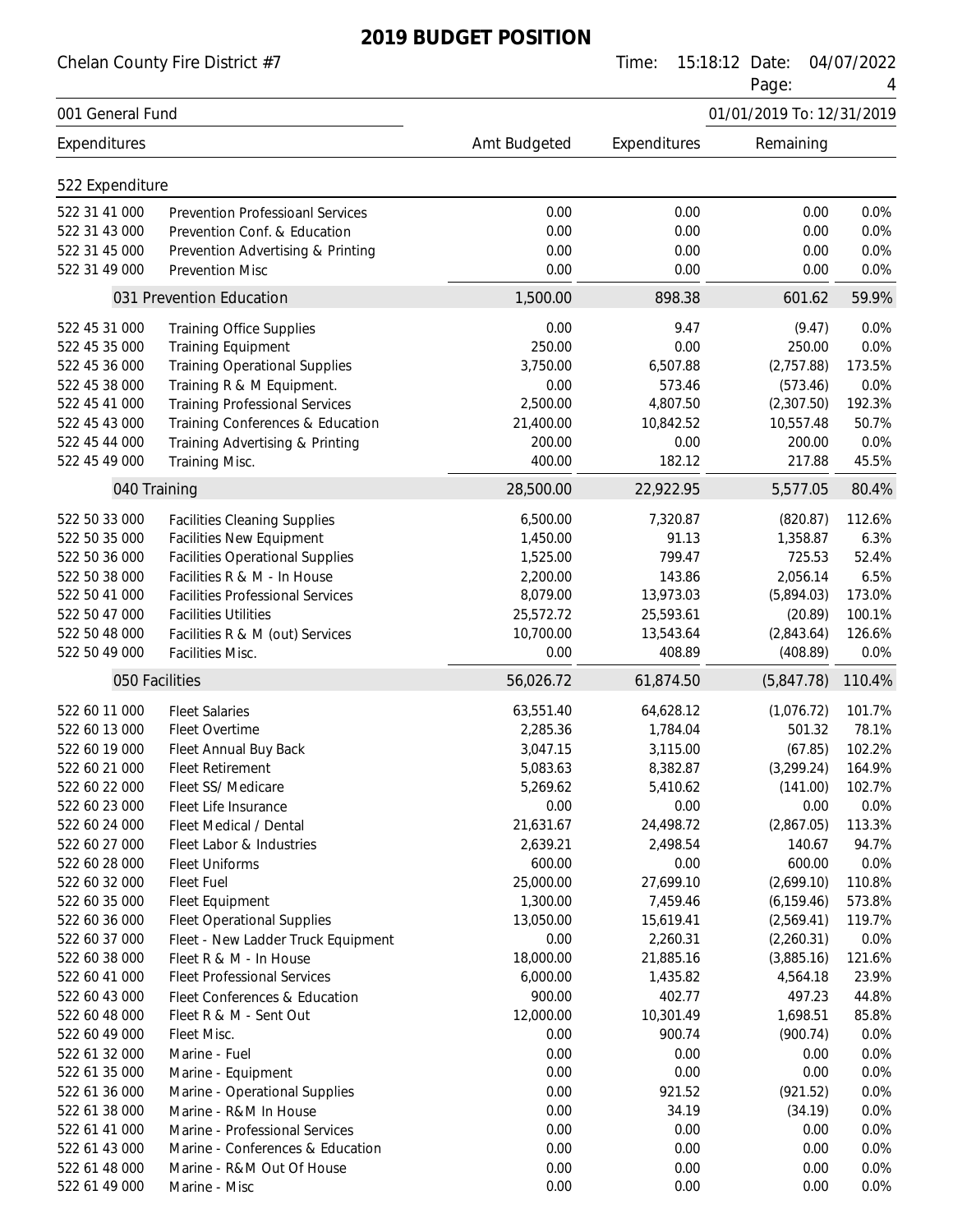# 2019 BUDGET POSITION

Chelan County Fire District #7

Time: 15:18:12 Date: 04/07/2022

001 General Fund

01/01/2019 To: 12/31/2019

| Expenditures | | Amt Budgeted | Expenditures | Remaining | |
|---|---|---|---|---|---|
| **522 Expenditure** | | | | | |
| 522 31 41 000 | Prevention Professioanl Services | 0.00 | 0.00 | 0.00 | 0.0% |
| 522 31 43 000 | Prevention Conf. & Education | 0.00 | 0.00 | 0.00 | 0.0% |
| 522 31 45 000 | Prevention Advertising & Printing | 0.00 | 0.00 | 0.00 | 0.0% |
| 522 31 49 000 | Prevention Misc | 0.00 | 0.00 | 0.00 | 0.0% |
| | 031 Prevention Education | 1,500.00 | 898.38 | 601.62 | 59.9% |
| 522 45 31 000 | Training Office Supplies | 0.00 | 9.47 | (9.47) | 0.0% |
| 522 45 35 000 | Training Equipment | 250.00 | 0.00 | 250.00 | 0.0% |
| 522 45 36 000 | Training Operational Supplies | 3,750.00 | 6,507.88 | (2,757.88) | 173.5% |
| 522 45 38 000 | Training R & M Equipment. | 0.00 | 573.46 | (573.46) | 0.0% |
| 522 45 41 000 | Training Professional Services | 2,500.00 | 4,807.50 | (2,307.50) | 192.3% |
| 522 45 43 000 | Training Conferences & Education | 21,400.00 | 10,842.52 | 10,557.48 | 50.7% |
| 522 45 44 000 | Training Advertising & Printing | 200.00 | 0.00 | 200.00 | 0.0% |
| 522 45 49 000 | Training Misc. | 400.00 | 182.12 | 217.88 | 45.5% |
| | 040 Training | 28,500.00 | 22,922.95 | 5,577.05 | 80.4% |
| 522 50 33 000 | Facilities Cleaning Supplies | 6,500.00 | 7,320.87 | (820.87) | 112.6% |
| 522 50 35 000 | Facilities New Equipment | 1,450.00 | 91.13 | 1,358.87 | 6.3% |
| 522 50 36 000 | Facilities Operational Supplies | 1,525.00 | 799.47 | 725.53 | 52.4% |
| 522 50 38 000 | Facilities R & M - In House | 2,200.00 | 143.86 | 2,056.14 | 6.5% |
| 522 50 41 000 | Facilities Professional Services | 8,079.00 | 13,973.03 | (5,894.03) | 173.0% |
| 522 50 47 000 | Facilities Utilities | 25,572.72 | 25,593.61 | (20.89) | 100.1% |
| 522 50 48 000 | Facilities R & M (out) Services | 10,700.00 | 13,543.64 | (2,843.64) | 126.6% |
| 522 50 49 000 | Facilities Misc. | 0.00 | 408.89 | (408.89) | 0.0% |
| | 050 Facilities | 56,026.72 | 61,874.50 | (5,847.78) | 110.4% |
| 522 60 11 000 | Fleet Salaries | 63,551.40 | 64,628.12 | (1,076.72) | 101.7% |
| 522 60 13 000 | Fleet Overtime | 2,285.36 | 1,784.04 | 501.32 | 78.1% |
| 522 60 19 000 | Fleet Annual Buy Back | 3,047.15 | 3,115.00 | (67.85) | 102.2% |
| 522 60 21 000 | Fleet Retirement | 5,083.63 | 8,382.87 | (3,299.24) | 164.9% |
| 522 60 22 000 | Fleet SS/ Medicare | 5,269.62 | 5,410.62 | (141.00) | 102.7% |
| 522 60 23 000 | Fleet Life Insurance | 0.00 | 0.00 | 0.00 | 0.0% |
| 522 60 24 000 | Fleet Medical / Dental | 21,631.67 | 24,498.72 | (2,867.05) | 113.3% |
| 522 60 27 000 | Fleet Labor & Industries | 2,639.21 | 2,498.54 | 140.67 | 94.7% |
| 522 60 28 000 | Fleet Uniforms | 600.00 | 0.00 | 600.00 | 0.0% |
| 522 60 32 000 | Fleet Fuel | 25,000.00 | 27,699.10 | (2,699.10) | 110.8% |
| 522 60 35 000 | Fleet Equipment | 1,300.00 | 7,459.46 | (6,159.46) | 573.8% |
| 522 60 36 000 | Fleet Operational Supplies | 13,050.00 | 15,619.41 | (2,569.41) | 119.7% |
| 522 60 37 000 | Fleet - New Ladder Truck Equipment | 0.00 | 2,260.31 | (2,260.31) | 0.0% |
| 522 60 38 000 | Fleet R & M - In House | 18,000.00 | 21,885.16 | (3,885.16) | 121.6% |
| 522 60 41 000 | Fleet Professional Services | 6,000.00 | 1,435.82 | 4,564.18 | 23.9% |
| 522 60 43 000 | Fleet Conferences & Education | 900.00 | 402.77 | 497.23 | 44.8% |
| 522 60 48 000 | Fleet R & M - Sent Out | 12,000.00 | 10,301.49 | 1,698.51 | 85.8% |
| 522 60 49 000 | Fleet Misc. | 0.00 | 900.74 | (900.74) | 0.0% |
| 522 61 32 000 | Marine - Fuel | 0.00 | 0.00 | 0.00 | 0.0% |
| 522 61 35 000 | Marine - Equipment | 0.00 | 0.00 | 0.00 | 0.0% |
| 522 61 36 000 | Marine - Operational Supplies | 0.00 | 921.52 | (921.52) | 0.0% |
| 522 61 38 000 | Marine - R&M In House | 0.00 | 34.19 | (34.19) | 0.0% |
| 522 61 41 000 | Marine - Professional Services | 0.00 | 0.00 | 0.00 | 0.0% |
| 522 61 43 000 | Marine - Conferences & Education | 0.00 | 0.00 | 0.00 | 0.0% |
| 522 61 48 000 | Marine - R&M Out Of House | 0.00 | 0.00 | 0.00 | 0.0% |
| 522 61 49 000 | Marine - Misc | 0.00 | 0.00 | 0.00 | 0.0% |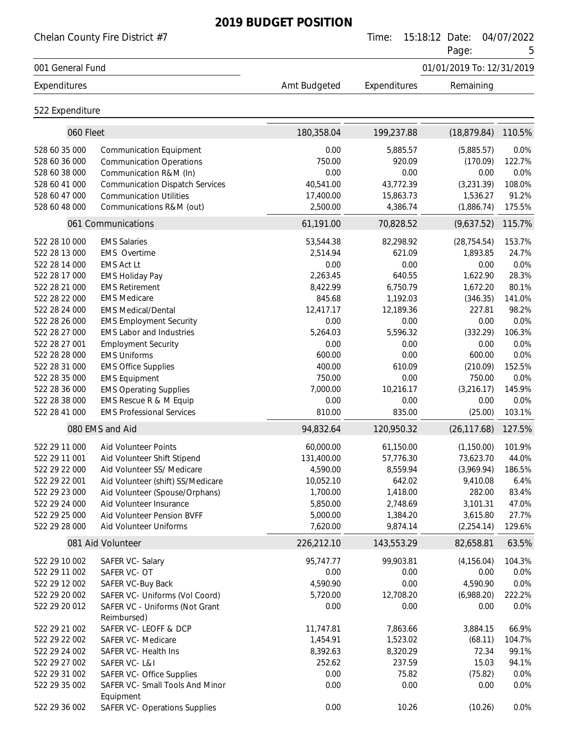# 2019 BUDGET POSITION

Chelan County Fire District #7

Time: 15:18:12 Date: 04/07/2022

001 General Fund — 01/01/2019 To: 12/31/2019

Expenditures

522 Expenditure

| Account | Description | Amt Budgeted | Expenditures | Remaining | % |
|---|---|---|---|---|---|
| | **060 Fleet** | **180,358.04** | **199,237.88** | **(18,879.84)** | **110.5%** |
| 528 60 35 000 | Communication Equipment | 0.00 | 5,885.57 | (5,885.57) | 0.0% |
| 528 60 36 000 | Communication Operations | 750.00 | 920.09 | (170.09) | 122.7% |
| 528 60 38 000 | Communication R&M (In) | 0.00 | 0.00 | 0.00 | 0.0% |
| 528 60 41 000 | Communication Dispatch Services | 40,541.00 | 43,772.39 | (3,231.39) | 108.0% |
| 528 60 47 000 | Communication Utilities | 17,400.00 | 15,863.73 | 1,536.27 | 91.2% |
| 528 60 48 000 | Communications R&M (out) | 2,500.00 | 4,386.74 | (1,886.74) | 175.5% |
| | **061 Communications** | **61,191.00** | **70,828.52** | **(9,637.52)** | **115.7%** |
| 522 28 10 000 | EMS Salaries | 53,544.38 | 82,298.92 | (28,754.54) | 153.7% |
| 522 28 13 000 | EMS Overtime | 2,514.94 | 621.09 | 1,893.85 | 24.7% |
| 522 28 14 000 | EMS Act Lt | 0.00 | 0.00 | 0.00 | 0.0% |
| 522 28 17 000 | EMS Holiday Pay | 2,263.45 | 640.55 | 1,622.90 | 28.3% |
| 522 28 21 000 | EMS Retirement | 8,422.99 | 6,750.79 | 1,672.20 | 80.1% |
| 522 28 22 000 | EMS Medicare | 845.68 | 1,192.03 | (346.35) | 141.0% |
| 522 28 24 000 | EMS Medical/Dental | 12,417.17 | 12,189.36 | 227.81 | 98.2% |
| 522 28 26 000 | EMS Employment Security | 0.00 | 0.00 | 0.00 | 0.0% |
| 522 28 27 000 | EMS Labor and Industries | 5,264.03 | 5,596.32 | (332.29) | 106.3% |
| 522 28 27 001 | Employment Security | 0.00 | 0.00 | 0.00 | 0.0% |
| 522 28 28 000 | EMS Uniforms | 600.00 | 0.00 | 600.00 | 0.0% |
| 522 28 31 000 | EMS Office Supplies | 400.00 | 610.09 | (210.09) | 152.5% |
| 522 28 35 000 | EMS Equipment | 750.00 | 0.00 | 750.00 | 0.0% |
| 522 28 36 000 | EMS Operating Supplies | 7,000.00 | 10,216.17 | (3,216.17) | 145.9% |
| 522 28 38 000 | EMS Rescue R & M Equip | 0.00 | 0.00 | 0.00 | 0.0% |
| 522 28 41 000 | EMS Professional Services | 810.00 | 835.00 | (25.00) | 103.1% |
| | **080 EMS and Aid** | **94,832.64** | **120,950.32** | **(26,117.68)** | **127.5%** |
| 522 29 11 000 | Aid Volunteer Points | 60,000.00 | 61,150.00 | (1,150.00) | 101.9% |
| 522 29 11 001 | Aid Volunteer Shift Stipend | 131,400.00 | 57,776.30 | 73,623.70 | 44.0% |
| 522 29 22 000 | Aid Volunteer SS/ Medicare | 4,590.00 | 8,559.94 | (3,969.94) | 186.5% |
| 522 29 22 001 | Aid Volunteer (shift) SS/Medicare | 10,052.10 | 642.02 | 9,410.08 | 6.4% |
| 522 29 23 000 | Aid Volunteer (Spouse/Orphans) | 1,700.00 | 1,418.00 | 282.00 | 83.4% |
| 522 29 24 000 | Aid Volunteer Insurance | 5,850.00 | 2,748.69 | 3,101.31 | 47.0% |
| 522 29 25 000 | Aid Volunteer Pension BVFF | 5,000.00 | 1,384.20 | 3,615.80 | 27.7% |
| 522 29 28 000 | Aid Volunteer Uniforms | 7,620.00 | 9,874.14 | (2,254.14) | 129.6% |
| | **081 Aid Volunteer** | **226,212.10** | **143,553.29** | **82,658.81** | **63.5%** |
| 522 29 10 002 | SAFER VC- Salary | 95,747.77 | 99,903.81 | (4,156.04) | 104.3% |
| 522 29 11 002 | SAFER VC- OT | 0.00 | 0.00 | 0.00 | 0.0% |
| 522 29 12 002 | SAFER VC-Buy Back | 4,590.90 | 0.00 | 4,590.90 | 0.0% |
| 522 29 20 002 | SAFER VC- Uniforms (Vol Coord) | 5,720.00 | 12,708.20 | (6,988.20) | 222.2% |
| 522 29 20 012 | SAFER VC - Uniforms (Not Grant Reimbursed) | 0.00 | 0.00 | 0.00 | 0.0% |
| 522 29 21 002 | SAFER VC- LEOFF & DCP | 11,747.81 | 7,863.66 | 3,884.15 | 66.9% |
| 522 29 22 002 | SAFER VC- Medicare | 1,454.91 | 1,523.02 | (68.11) | 104.7% |
| 522 29 24 002 | SAFER VC- Health Ins | 8,392.63 | 8,320.29 | 72.34 | 99.1% |
| 522 29 27 002 | SAFER VC- L&I | 252.62 | 237.59 | 15.03 | 94.1% |
| 522 29 31 002 | SAFER VC- Office Supplies | 0.00 | 75.82 | (75.82) | 0.0% |
| 522 29 35 002 | SAFER VC- Small Tools And Minor Equipment | 0.00 | 0.00 | 0.00 | 0.0% |
| 522 29 36 002 | SAFER VC- Operations Supplies | 0.00 | 10.26 | (10.26) | 0.0% |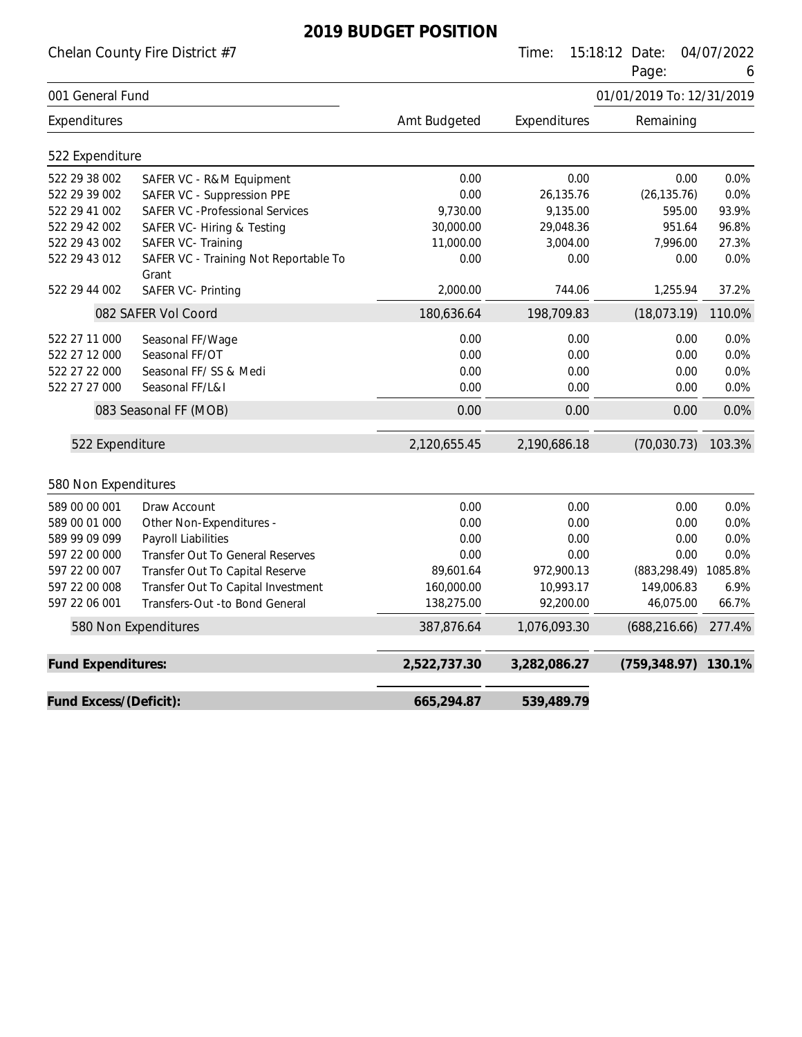# 2019 BUDGET POSITION

Chelan County Fire District #7

001 General Fund — 01/01/2019 To: 12/31/2019

| Expenditures | | Amt Budgeted | Expenditures | Remaining | |
|---|---|---|---|---|---|
| **522 Expenditure** | | | | | |
| 522 29 38 002 | SAFER VC - R&M Equipment | 0.00 | 0.00 | 0.00 | 0.0% |
| 522 29 39 002 | SAFER VC - Suppression PPE | 0.00 | 26,135.76 | (26,135.76) | 0.0% |
| 522 29 41 002 | SAFER VC -Professional Services | 9,730.00 | 9,135.00 | 595.00 | 93.9% |
| 522 29 42 002 | SAFER VC- Hiring & Testing | 30,000.00 | 29,048.36 | 951.64 | 96.8% |
| 522 29 43 002 | SAFER VC- Training | 11,000.00 | 3,004.00 | 7,996.00 | 27.3% |
| 522 29 43 012 | SAFER VC - Training Not Reportable To Grant | 0.00 | 0.00 | 0.00 | 0.0% |
| 522 29 44 002 | SAFER VC- Printing | 2,000.00 | 744.06 | 1,255.94 | 37.2% |
| | 082 SAFER Vol Coord | 180,636.64 | 198,709.83 | (18,073.19) | 110.0% |
| 522 27 11 000 | Seasonal FF/Wage | 0.00 | 0.00 | 0.00 | 0.0% |
| 522 27 12 000 | Seasonal FF/OT | 0.00 | 0.00 | 0.00 | 0.0% |
| 522 27 22 000 | Seasonal FF/ SS & Medi | 0.00 | 0.00 | 0.00 | 0.0% |
| 522 27 27 000 | Seasonal FF/L&I | 0.00 | 0.00 | 0.00 | 0.0% |
| | 083 Seasonal FF (MOB) | 0.00 | 0.00 | 0.00 | 0.0% |
| 522 Expenditure | | 2,120,655.45 | 2,190,686.18 | (70,030.73) | 103.3% |
| **580 Non Expenditures** | | | | | |
| 589 00 00 001 | Draw Account | 0.00 | 0.00 | 0.00 | 0.0% |
| 589 00 01 000 | Other Non-Expenditures - | 0.00 | 0.00 | 0.00 | 0.0% |
| 589 99 09 099 | Payroll Liabilities | 0.00 | 0.00 | 0.00 | 0.0% |
| 597 22 00 000 | Transfer Out To General Reserves | 0.00 | 0.00 | 0.00 | 0.0% |
| 597 22 00 007 | Transfer Out To Capital Reserve | 89,601.64 | 972,900.13 | (883,298.49) | 1085.8% |
| 597 22 00 008 | Transfer Out To Capital Investment | 160,000.00 | 10,993.17 | 149,006.83 | 6.9% |
| 597 22 06 001 | Transfers-Out -to Bond General | 138,275.00 | 92,200.00 | 46,075.00 | 66.7% |
| 580 Non Expenditures | | 387,876.64 | 1,076,093.30 | (688,216.66) | 277.4% |
| **Fund Expenditures:** | | **2,522,737.30** | **3,282,086.27** | **(759,348.97)** | **130.1%** |
| **Fund Excess/(Deficit):** | | **665,294.87** | **539,489.79** | | |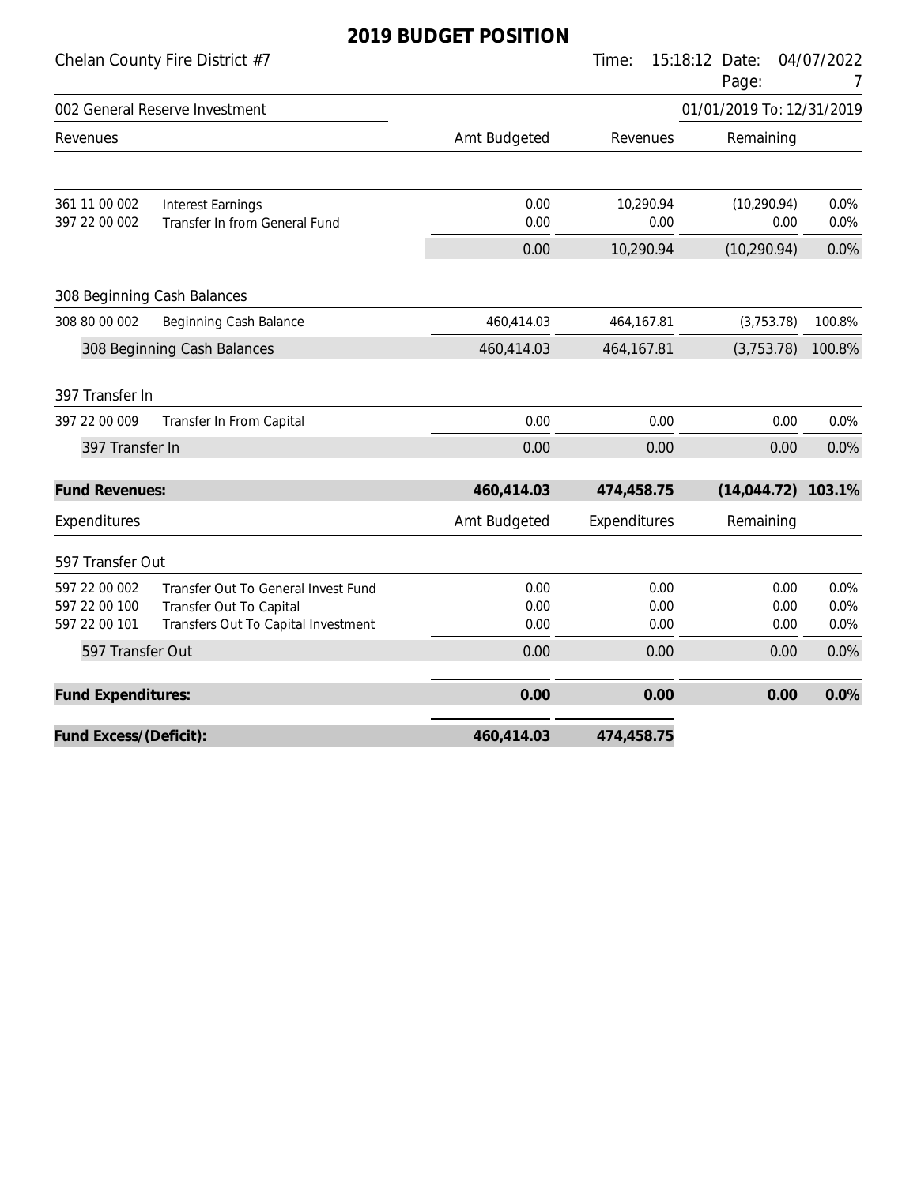# 2019 BUDGET POSITION

Chelan County Fire District #7

Time: 15:18:12 Date: 04/07/2022

## 002 General Reserve Investment

01/01/2019 To: 12/31/2019

| Revenues | | Amt Budgeted | Revenues | Remaining | |
|---|---|---|---|---|---|
| 361 11 00 002 | Interest Earnings | 0.00 | 10,290.94 | (10,290.94) | 0.0% |
| 397 22 00 002 | Transfer In from General Fund | 0.00 | 0.00 | 0.00 | 0.0% |
| | | 0.00 | 10,290.94 | (10,290.94) | 0.0% |
| **308 Beginning Cash Balances** | | | | | |
| 308 80 00 002 | Beginning Cash Balance | 460,414.03 | 464,167.81 | (3,753.78) | 100.8% |
| 308 Beginning Cash Balances | | 460,414.03 | 464,167.81 | (3,753.78) | 100.8% |
| **397 Transfer In** | | | | | |
| 397 22 00 009 | Transfer In From Capital | 0.00 | 0.00 | 0.00 | 0.0% |
| 397 Transfer In | | 0.00 | 0.00 | 0.00 | 0.0% |
| **Fund Revenues:** | | **460,414.03** | **474,458.75** | **(14,044.72)** | **103.1%** |

| Expenditures | | Amt Budgeted | Expenditures | Remaining | |
|---|---|---|---|---|---|
| **597 Transfer Out** | | | | | |
| 597 22 00 002 | Transfer Out To General Invest Fund | 0.00 | 0.00 | 0.00 | 0.0% |
| 597 22 00 100 | Transfer Out To Capital | 0.00 | 0.00 | 0.00 | 0.0% |
| 597 22 00 101 | Transfers Out To Capital Investment | 0.00 | 0.00 | 0.00 | 0.0% |
| 597 Transfer Out | | 0.00 | 0.00 | 0.00 | 0.0% |
| **Fund Expenditures:** | | **0.00** | **0.00** | **0.00** | **0.0%** |
| **Fund Excess/(Deficit):** | | **460,414.03** | **474,458.75** | | |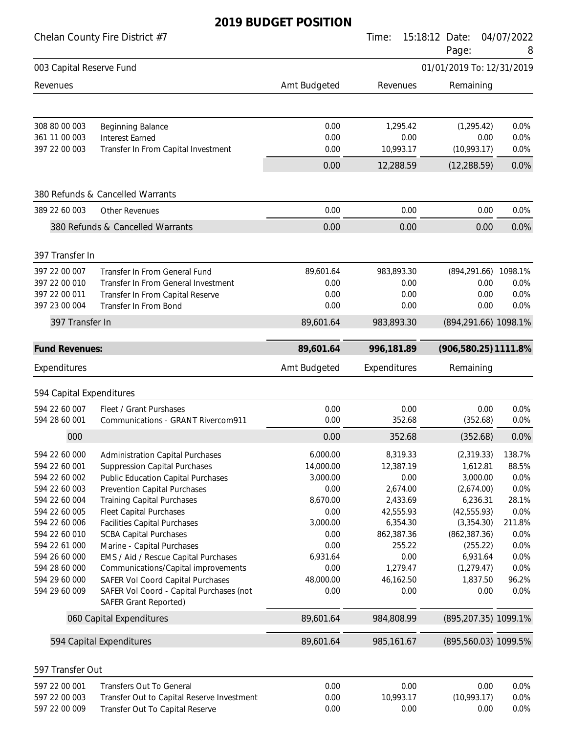# 2019 BUDGET POSITION

Chelan County Fire District #7

Time: 15:18:12 Date: 04/07/2022

## 003 Capital Reserve Fund

01/01/2019 To: 12/31/2019

| Revenues | | Amt Budgeted | Revenues | Remaining | |
|---|---|---|---|---|---|
| 308 80 00 003 | Beginning Balance | 0.00 | 1,295.42 | (1,295.42) | 0.0% |
| 361 11 00 003 | Interest Earned | 0.00 | 0.00 | 0.00 | 0.0% |
| 397 22 00 003 | Transfer In From Capital Investment | 0.00 | 10,993.17 | (10,993.17) | 0.0% |
| | | 0.00 | 12,288.59 | (12,288.59) | 0.0% |
| **380 Refunds & Cancelled Warrants** | | | | | |
| 389 22 60 003 | Other Revenues | 0.00 | 0.00 | 0.00 | 0.0% |
| 380 Refunds & Cancelled Warrants | | 0.00 | 0.00 | 0.00 | 0.0% |
| **397 Transfer In** | | | | | |
| 397 22 00 007 | Transfer In From General Fund | 89,601.64 | 983,893.30 | (894,291.66) | 1098.1% |
| 397 22 00 010 | Transfer In From General Investment | 0.00 | 0.00 | 0.00 | 0.0% |
| 397 22 00 011 | Transfer In From Capital Reserve | 0.00 | 0.00 | 0.00 | 0.0% |
| 397 23 00 004 | Transfer In From Bond | 0.00 | 0.00 | 0.00 | 0.0% |
| 397 Transfer In | | 89,601.64 | 983,893.30 | (894,291.66) | 1098.1% |
| **Fund Revenues:** | | **89,601.64** | **996,181.89** | **(906,580.25)** | **1111.8%** |

| Expenditures | | Amt Budgeted | Expenditures | Remaining | |
|---|---|---|---|---|---|
| **594 Capital Expenditures** | | | | | |
| 594 22 60 007 | Fleet / Grant Purshases | 0.00 | 0.00 | 0.00 | 0.0% |
| 594 28 60 001 | Communications - GRANT Rivercom911 | 0.00 | 352.68 | (352.68) | 0.0% |
| 000 | | 0.00 | 352.68 | (352.68) | 0.0% |
| 594 22 60 000 | Administration Capital Purchases | 6,000.00 | 8,319.33 | (2,319.33) | 138.7% |
| 594 22 60 001 | Suppression Capital Purchases | 14,000.00 | 12,387.19 | 1,612.81 | 88.5% |
| 594 22 60 002 | Public Education Capital Purchases | 3,000.00 | 0.00 | 3,000.00 | 0.0% |
| 594 22 60 003 | Prevention Capital Purchases | 0.00 | 2,674.00 | (2,674.00) | 0.0% |
| 594 22 60 004 | Training Capital Purchases | 8,670.00 | 2,433.69 | 6,236.31 | 28.1% |
| 594 22 60 005 | Fleet Capital Purchases | 0.00 | 42,555.93 | (42,555.93) | 0.0% |
| 594 22 60 006 | Facilities Capital Purchases | 3,000.00 | 6,354.30 | (3,354.30) | 211.8% |
| 594 22 60 010 | SCBA Capital Purchases | 0.00 | 862,387.36 | (862,387.36) | 0.0% |
| 594 22 61 000 | Marine - Capital Purchases | 0.00 | 255.22 | (255.22) | 0.0% |
| 594 26 60 000 | EMS / Aid / Rescue Capital Purchases | 6,931.64 | 0.00 | 6,931.64 | 0.0% |
| 594 28 60 000 | Communications/Capital improvements | 0.00 | 1,279.47 | (1,279.47) | 0.0% |
| 594 29 60 000 | SAFER Vol Coord Capital Purchases | 48,000.00 | 46,162.50 | 1,837.50 | 96.2% |
| 594 29 60 009 | SAFER Vol Coord - Capital Purchases (not SAFER Grant Reported) | 0.00 | 0.00 | 0.00 | 0.0% |
| 060 Capital Expenditures | | 89,601.64 | 984,808.99 | (895,207.35) | 1099.1% |
| 594 Capital Expenditures | | 89,601.64 | 985,161.67 | (895,560.03) | 1099.5% |
| **597 Transfer Out** | | | | | |
| 597 22 00 001 | Transfers Out To General | 0.00 | 0.00 | 0.00 | 0.0% |
| 597 22 00 003 | Transfer Out to Capital Reserve Investment | 0.00 | 10,993.17 | (10,993.17) | 0.0% |
| 597 22 00 009 | Transfer Out To Capital Reserve | 0.00 | 0.00 | 0.00 | 0.0% |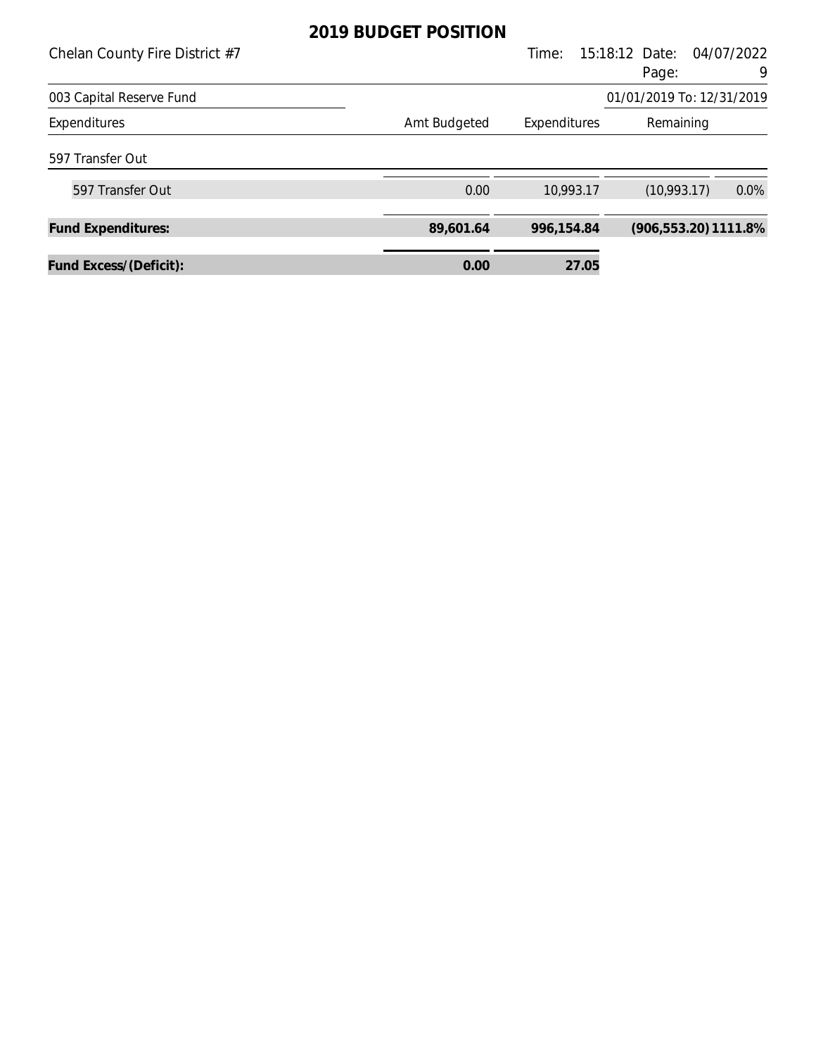# 2019 BUDGET POSITION

Chelan County Fire District #7

003 Capital Reserve Fund — 01/01/2019 To: 12/31/2019

| Expenditures | Amt Budgeted | Expenditures | Remaining | |
|---|---|---|---|---|
| 597 Transfer Out | | | | |
| 597 Transfer Out | 0.00 | 10,993.17 | (10,993.17) | 0.0% |
| **Fund Expenditures:** | **89,601.64** | **996,154.84** | **(906,553.20)** | **1111.8%** |
| **Fund Excess/(Deficit):** | **0.00** | **27.05** | | |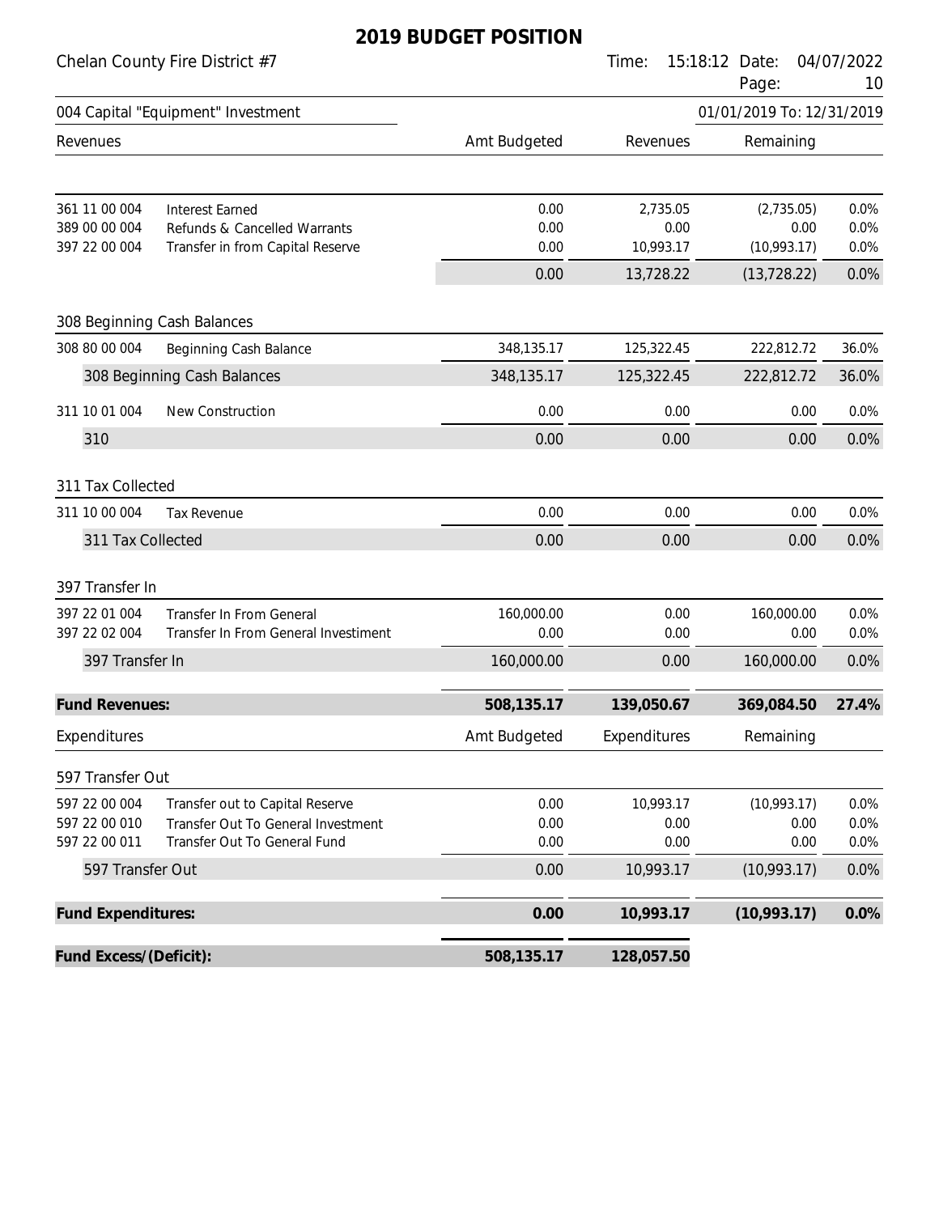# 2019 BUDGET POSITION

Chelan County Fire District #7

Time: 15:18:12 Date: 04/07/2022

## 004 Capital "Equipment" Investment

01/01/2019 To: 12/31/2019

| Revenues | | Amt Budgeted | Revenues | Remaining | |
|---|---|---|---|---|---|
| 361 11 00 004 | Interest Earned | 0.00 | 2,735.05 | (2,735.05) | 0.0% |
| 389 00 00 004 | Refunds & Cancelled Warrants | 0.00 | 0.00 | 0.00 | 0.0% |
| 397 22 00 004 | Transfer in from Capital Reserve | 0.00 | 10,993.17 | (10,993.17) | 0.0% |
| | | 0.00 | 13,728.22 | (13,728.22) | 0.0% |
| **308 Beginning Cash Balances** | | | | | |
| 308 80 00 004 | Beginning Cash Balance | 348,135.17 | 125,322.45 | 222,812.72 | 36.0% |
| 308 Beginning Cash Balances | | 348,135.17 | 125,322.45 | 222,812.72 | 36.0% |
| 311 10 01 004 | New Construction | 0.00 | 0.00 | 0.00 | 0.0% |
| 310 | | 0.00 | 0.00 | 0.00 | 0.0% |
| **311 Tax Collected** | | | | | |
| 311 10 00 004 | Tax Revenue | 0.00 | 0.00 | 0.00 | 0.0% |
| 311 Tax Collected | | 0.00 | 0.00 | 0.00 | 0.0% |
| **397 Transfer In** | | | | | |
| 397 22 01 004 | Transfer In From General | 160,000.00 | 0.00 | 160,000.00 | 0.0% |
| 397 22 02 004 | Transfer In From General Investiment | 0.00 | 0.00 | 0.00 | 0.0% |
| 397 Transfer In | | 160,000.00 | 0.00 | 160,000.00 | 0.0% |
| **Fund Revenues:** | | **508,135.17** | **139,050.67** | **369,084.50** | **27.4%** |

| Expenditures | | Amt Budgeted | Expenditures | Remaining | |
|---|---|---|---|---|---|
| **597 Transfer Out** | | | | | |
| 597 22 00 004 | Transfer out to Capital Reserve | 0.00 | 10,993.17 | (10,993.17) | 0.0% |
| 597 22 00 010 | Transfer Out To General Investment | 0.00 | 0.00 | 0.00 | 0.0% |
| 597 22 00 011 | Transfer Out To General Fund | 0.00 | 0.00 | 0.00 | 0.0% |
| 597 Transfer Out | | 0.00 | 10,993.17 | (10,993.17) | 0.0% |
| **Fund Expenditures:** | | **0.00** | **10,993.17** | **(10,993.17)** | **0.0%** |
| **Fund Excess/(Deficit):** | | **508,135.17** | **128,057.50** | | |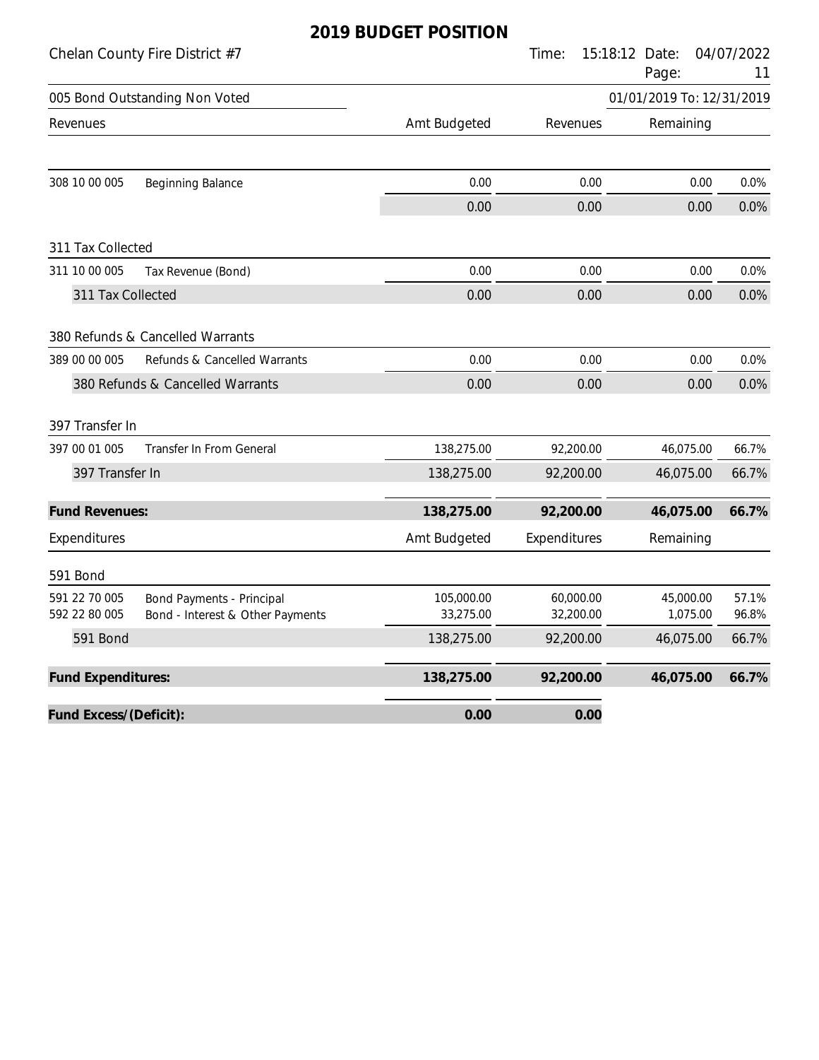# 2019 BUDGET POSITION

Chelan County Fire District #7

Time: 15:18:12 Date: 04/07/2022

005 Bond Outstanding Non Voted — 01/01/2019 To: 12/31/2019

| Revenues | | Amt Budgeted | Revenues | Remaining | |
|---|---|---|---|---|---|
| 308 10 00 005 | Beginning Balance | 0.00 | 0.00 | 0.00 | 0.0% |
| | | 0.00 | 0.00 | 0.00 | 0.0% |
| **311 Tax Collected** | | | | | |
| 311 10 00 005 | Tax Revenue (Bond) | 0.00 | 0.00 | 0.00 | 0.0% |
| 311 Tax Collected | | 0.00 | 0.00 | 0.00 | 0.0% |
| **380 Refunds & Cancelled Warrants** | | | | | |
| 389 00 00 005 | Refunds & Cancelled Warrants | 0.00 | 0.00 | 0.00 | 0.0% |
| 380 Refunds & Cancelled Warrants | | 0.00 | 0.00 | 0.00 | 0.0% |
| **397 Transfer In** | | | | | |
| 397 00 01 005 | Transfer In From General | 138,275.00 | 92,200.00 | 46,075.00 | 66.7% |
| 397 Transfer In | | 138,275.00 | 92,200.00 | 46,075.00 | 66.7% |
| **Fund Revenues:** | | **138,275.00** | **92,200.00** | **46,075.00** | **66.7%** |

| Expenditures | | Amt Budgeted | Expenditures | Remaining | |
|---|---|---|---|---|---|
| **591 Bond** | | | | | |
| 591 22 70 005 | Bond Payments - Principal | 105,000.00 | 60,000.00 | 45,000.00 | 57.1% |
| 592 22 80 005 | Bond - Interest & Other Payments | 33,275.00 | 32,200.00 | 1,075.00 | 96.8% |
| 591 Bond | | 138,275.00 | 92,200.00 | 46,075.00 | 66.7% |
| **Fund Expenditures:** | | **138,275.00** | **92,200.00** | **46,075.00** | **66.7%** |
| **Fund Excess/(Deficit):** | | **0.00** | **0.00** | | |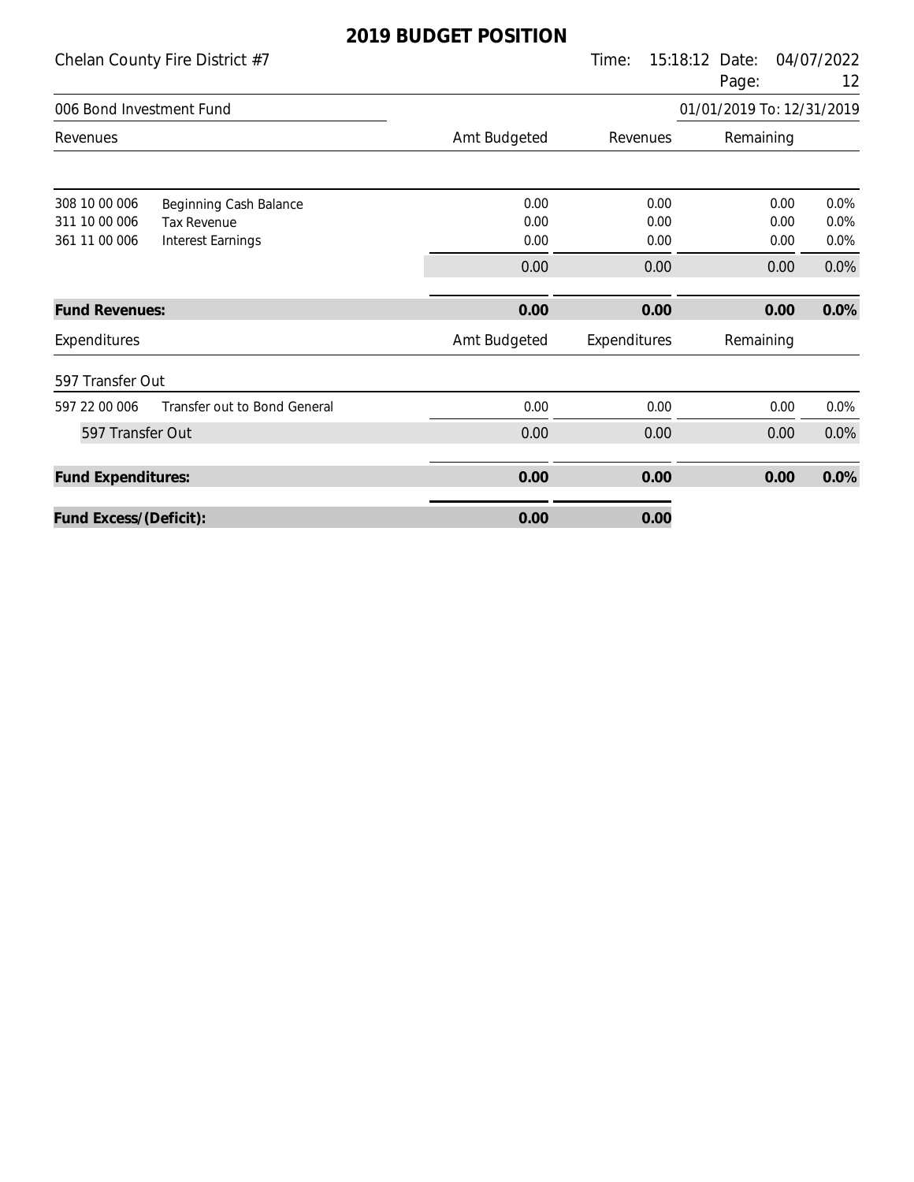# 2019 BUDGET POSITION

Chelan County Fire District #7

Time: 15:18:12 Date: 04/07/2022

006 Bond Investment Fund

01/01/2019 To: 12/31/2019

| Revenues | | Amt Budgeted | Revenues | Remaining | |
|---|---|---|---|---|---|
| 308 10 00 006 | Beginning Cash Balance | 0.00 | 0.00 | 0.00 | 0.0% |
| 311 10 00 006 | Tax Revenue | 0.00 | 0.00 | 0.00 | 0.0% |
| 361 11 00 006 | Interest Earnings | 0.00 | 0.00 | 0.00 | 0.0% |
| | | 0.00 | 0.00 | 0.00 | 0.0% |
| **Fund Revenues:** | | **0.00** | **0.00** | **0.00** | **0.0%** |

| Expenditures | | Amt Budgeted | Expenditures | Remaining | |
|---|---|---|---|---|---|
| 597 Transfer Out | | | | | |
| 597 22 00 006 | Transfer out to Bond General | 0.00 | 0.00 | 0.00 | 0.0% |
| 597 Transfer Out | | 0.00 | 0.00 | 0.00 | 0.0% |
| **Fund Expenditures:** | | **0.00** | **0.00** | **0.00** | **0.0%** |
| **Fund Excess/(Deficit):** | | **0.00** | **0.00** | | |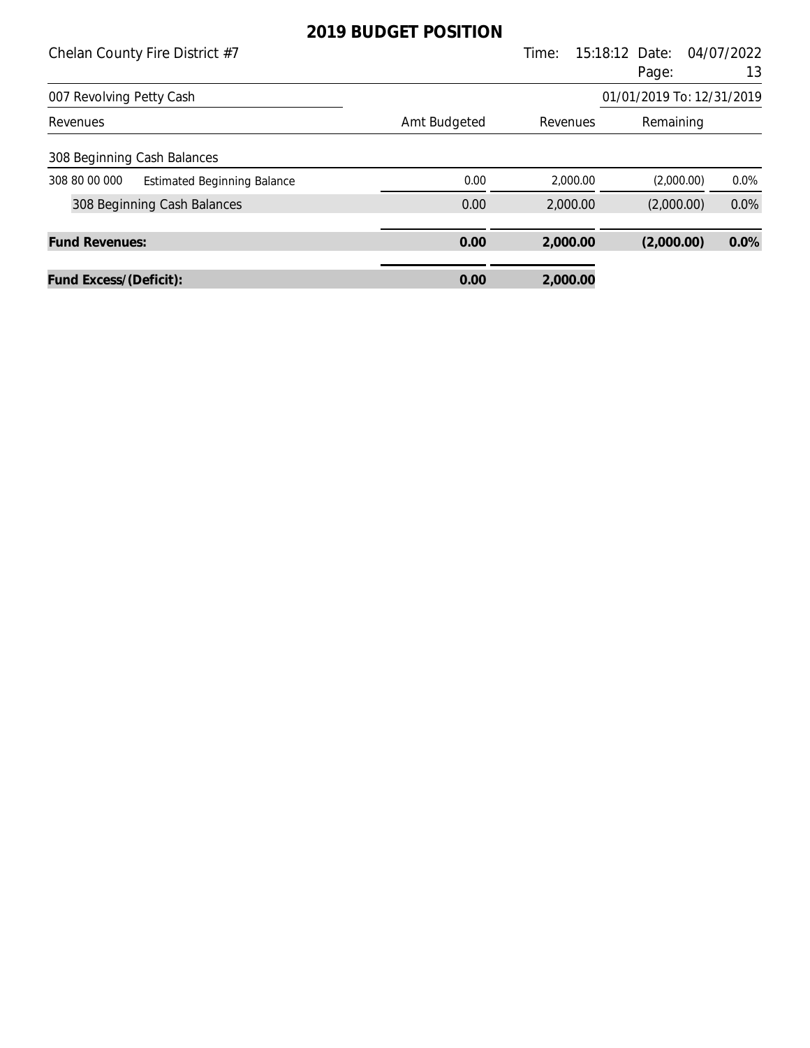# 2019 BUDGET POSITION

Chelan County Fire District #7

Time: 15:18:12 Date: 04/07/2022

007 Revolving Petty Cash

01/01/2019 To: 12/31/2019

| Revenues | | Amt Budgeted | Revenues | Remaining | |
|---|---|---|---|---|---|
| 308 Beginning Cash Balances | | | | | |
| 308 80 00 000 | Estimated Beginning Balance | 0.00 | 2,000.00 | (2,000.00) | 0.0% |
| | 308 Beginning Cash Balances | 0.00 | 2,000.00 | (2,000.00) | 0.0% |
| **Fund Revenues:** | | **0.00** | **2,000.00** | **(2,000.00)** | **0.0%** |
| **Fund Excess/(Deficit):** | | **0.00** | **2,000.00** | | |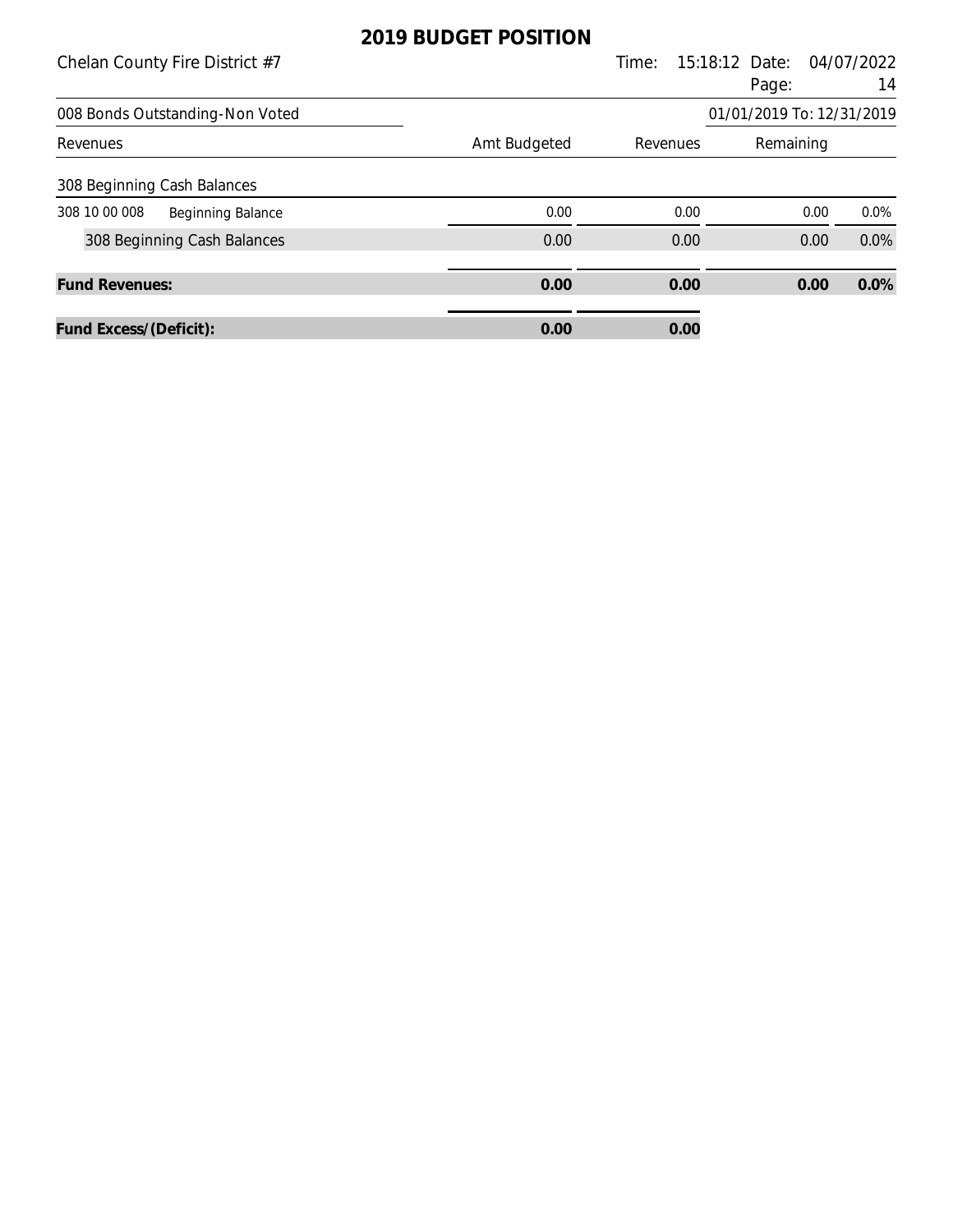# 2019 BUDGET POSITION

Chelan County Fire District #7

Time: 15:18:12 Date: 04/07/2022

008 Bonds Outstanding-Non Voted

01/01/2019 To: 12/31/2019

| Revenues | Amt Budgeted | Revenues | Remaining | |
|---|---|---|---|---|
| **308 Beginning Cash Balances** | | | | |
| 308 10 00 008 Beginning Balance | 0.00 | 0.00 | 0.00 | 0.0% |
| 308 Beginning Cash Balances | 0.00 | 0.00 | 0.00 | 0.0% |
| **Fund Revenues:** | **0.00** | **0.00** | **0.00** | **0.0%** |
| **Fund Excess/(Deficit):** | **0.00** | **0.00** | | |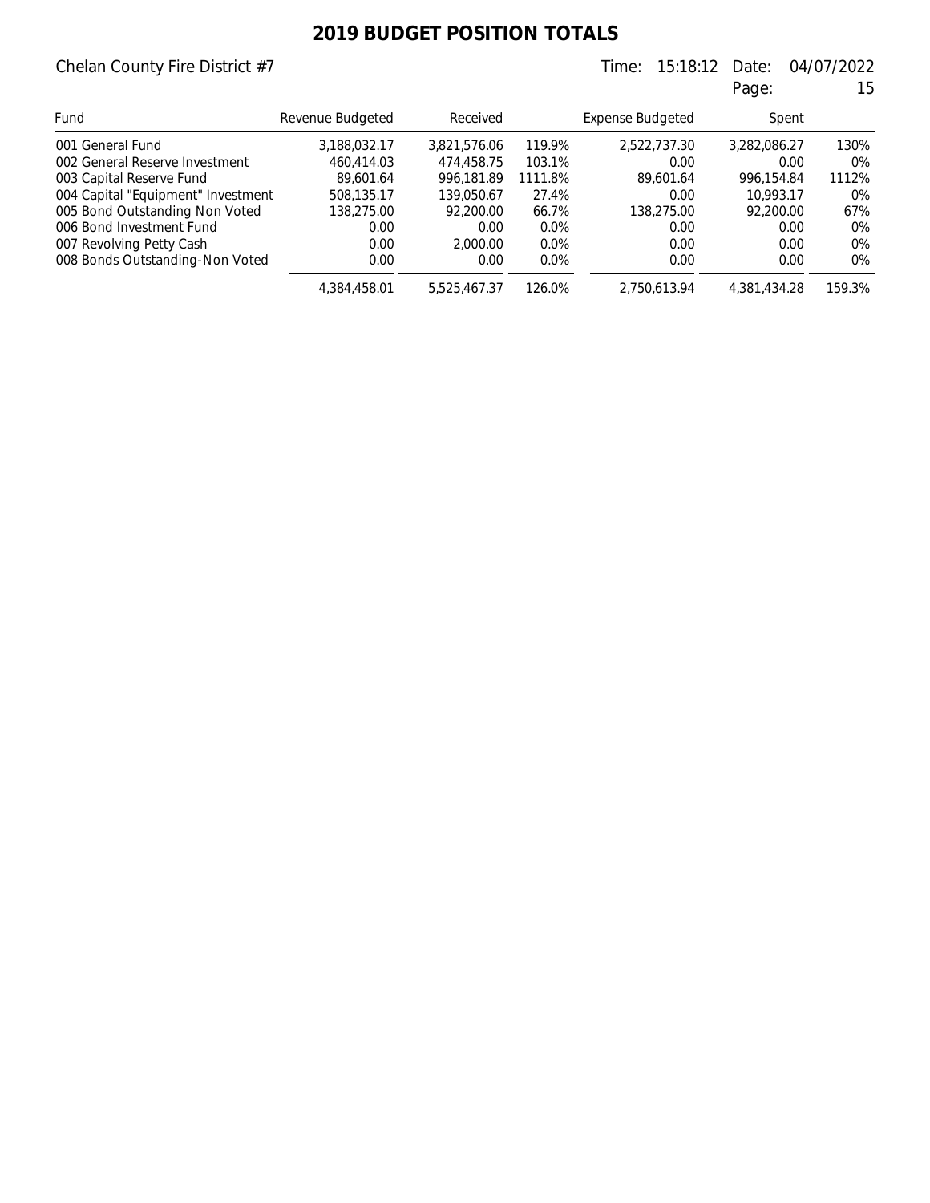# 2019 BUDGET POSITION TOTALS

Chelan County Fire District #7

Time: 15:18:12 Date: 04/07/2022

| Fund | Revenue Budgeted | Received | | Expense Budgeted | Spent | |
|---|---|---|---|---|---|---|
| 001 General Fund | 3,188,032.17 | 3,821,576.06 | 119.9% | 2,522,737.30 | 3,282,086.27 | 130% |
| 002 General Reserve Investment | 460,414.03 | 474,458.75 | 103.1% | 0.00 | 0.00 | 0% |
| 003 Capital Reserve Fund | 89,601.64 | 996,181.89 | 1111.8% | 89,601.64 | 996,154.84 | 1112% |
| 004 Capital "Equipment" Investment | 508,135.17 | 139,050.67 | 27.4% | 0.00 | 10,993.17 | 0% |
| 005 Bond Outstanding Non Voted | 138,275.00 | 92,200.00 | 66.7% | 138,275.00 | 92,200.00 | 67% |
| 006 Bond Investment Fund | 0.00 | 0.00 | 0.0% | 0.00 | 0.00 | 0% |
| 007 Revolving Petty Cash | 0.00 | 2,000.00 | 0.0% | 0.00 | 0.00 | 0% |
| 008 Bonds Outstanding-Non Voted | 0.00 | 0.00 | 0.0% | 0.00 | 0.00 | 0% |
| | 4,384,458.01 | 5,525,467.37 | 126.0% | 2,750,613.94 | 4,381,434.28 | 159.3% |